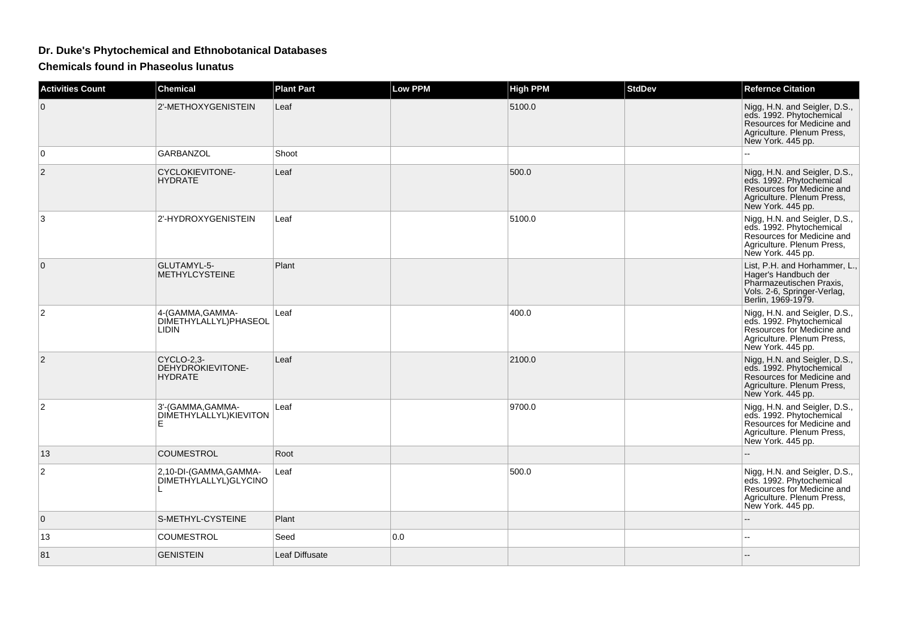# Dr. Duke's Phytochemical and Ethnobotanical Databases

## Chemicals found in Phaseolus lunatus

| Activities Count | Chemical | Plant Part | Low PPM | High PPM | StdDev | Refernce Citation |
|---|---|---|---|---|---|---|
| 0 | 2'-METHOXYGENISTEIN | Leaf | | 5100.0 | | Nigg, H.N. and Seigler, D.S., eds. 1992. Phytochemical Resources for Medicine and Agriculture. Plenum Press, New York. 445 pp. |
| 0 | GARBANZOL | Shoot | | | | -- |
| 2 | CYCLOKIEVITONE-HYDRATE | Leaf | | 500.0 | | Nigg, H.N. and Seigler, D.S., eds. 1992. Phytochemical Resources for Medicine and Agriculture. Plenum Press, New York. 445 pp. |
| 3 | 2'-HYDROXYGENISTEIN | Leaf | | 5100.0 | | Nigg, H.N. and Seigler, D.S., eds. 1992. Phytochemical Resources for Medicine and Agriculture. Plenum Press, New York. 445 pp. |
| 0 | GLUTAMYL-5-METHYLCYSTEINE | Plant | | | | List, P.H. and Horhammer, L., Hager's Handbuch der Pharmazeutischen Praxis, Vols. 2-6, Springer-Verlag, Berlin, 1969-1979. |
| 2 | 4-(GAMMA,GAMMA-DIMETHYLALLYL)PHASEOLLIDIN | Leaf | | 400.0 | | Nigg, H.N. and Seigler, D.S., eds. 1992. Phytochemical Resources for Medicine and Agriculture. Plenum Press, New York. 445 pp. |
| 2 | CYCLO-2,3-DEHYDROKIEVITONE-HYDRATE | Leaf | | 2100.0 | | Nigg, H.N. and Seigler, D.S., eds. 1992. Phytochemical Resources for Medicine and Agriculture. Plenum Press, New York. 445 pp. |
| 2 | 3'-(GAMMA,GAMMA-DIMETHYLALLYL)KIEVITONE | Leaf | | 9700.0 | | Nigg, H.N. and Seigler, D.S., eds. 1992. Phytochemical Resources for Medicine and Agriculture. Plenum Press, New York. 445 pp. |
| 13 | COUMESTROL | Root | | | | -- |
| 2 | 2,10-DI-(GAMMA,GAMMA-DIMETHYLALLYL)GLYCINOL | Leaf | | 500.0 | | Nigg, H.N. and Seigler, D.S., eds. 1992. Phytochemical Resources for Medicine and Agriculture. Plenum Press, New York. 445 pp. |
| 0 | S-METHYL-CYSTEINE | Plant | | | | -- |
| 13 | COUMESTROL | Seed | 0.0 | | | -- |
| 81 | GENISTEIN | Leaf Diffusate | | | | -- |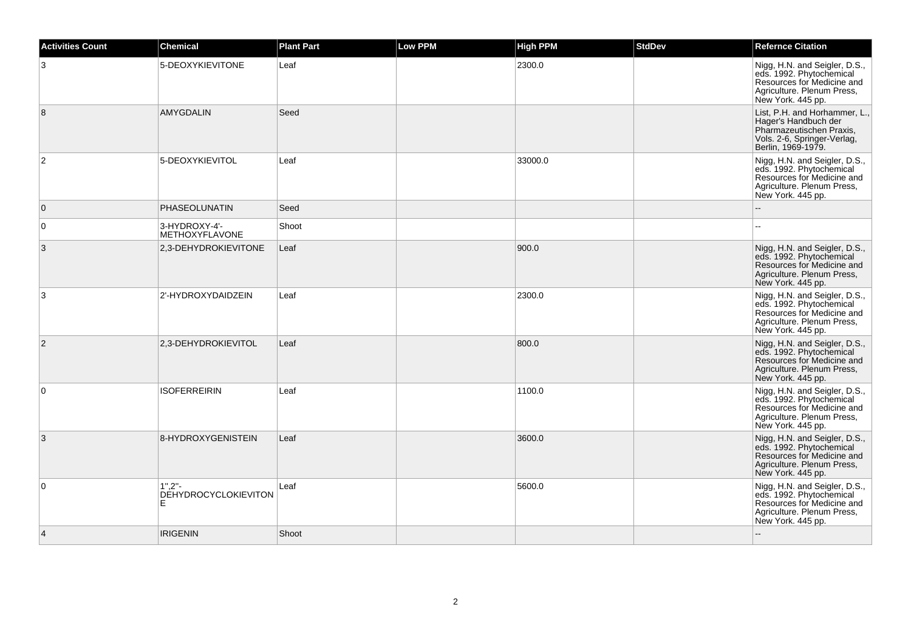| Activities Count | Chemical | Plant Part | Low PPM | High PPM | StdDev | Refernce Citation |
| --- | --- | --- | --- | --- | --- | --- |
| 3 | 5-DEOXYKIEVITONE | Leaf | | 2300.0 | | Nigg, H.N. and Seigler, D.S., eds. 1992. Phytochemical Resources for Medicine and Agriculture. Plenum Press, New York. 445 pp. |
| 8 | AMYGDALIN | Seed | | | | List, P.H. and Horhammer, L., Hager's Handbuch der Pharmazeutischen Praxis, Vols. 2-6, Springer-Verlag, Berlin, 1969-1979. |
| 2 | 5-DEOXYKIEVITOL | Leaf | | 33000.0 | | Nigg, H.N. and Seigler, D.S., eds. 1992. Phytochemical Resources for Medicine and Agriculture. Plenum Press, New York. 445 pp. |
| 0 | PHASEOLUNATIN | Seed | | | | -- |
| 0 | 3-HYDROXY-4'-METHOXYFLAVONE | Shoot | | | | -- |
| 3 | 2,3-DEHYDROKIEVITONE | Leaf | | 900.0 | | Nigg, H.N. and Seigler, D.S., eds. 1992. Phytochemical Resources for Medicine and Agriculture. Plenum Press, New York. 445 pp. |
| 3 | 2'-HYDROXYDAIDZEIN | Leaf | | 2300.0 | | Nigg, H.N. and Seigler, D.S., eds. 1992. Phytochemical Resources for Medicine and Agriculture. Plenum Press, New York. 445 pp. |
| 2 | 2,3-DEHYDROKIEVITOL | Leaf | | 800.0 | | Nigg, H.N. and Seigler, D.S., eds. 1992. Phytochemical Resources for Medicine and Agriculture. Plenum Press, New York. 445 pp. |
| 0 | ISOFERREIRIN | Leaf | | 1100.0 | | Nigg, H.N. and Seigler, D.S., eds. 1992. Phytochemical Resources for Medicine and Agriculture. Plenum Press, New York. 445 pp. |
| 3 | 8-HYDROXYGENISTEIN | Leaf | | 3600.0 | | Nigg, H.N. and Seigler, D.S., eds. 1992. Phytochemical Resources for Medicine and Agriculture. Plenum Press, New York. 445 pp. |
| 0 | 1",2"-DEHYDROCYCLOKIEVITONE | Leaf | | 5600.0 | | Nigg, H.N. and Seigler, D.S., eds. 1992. Phytochemical Resources for Medicine and Agriculture. Plenum Press, New York. 445 pp. |
| 4 | IRIGENIN | Shoot | | | | -- |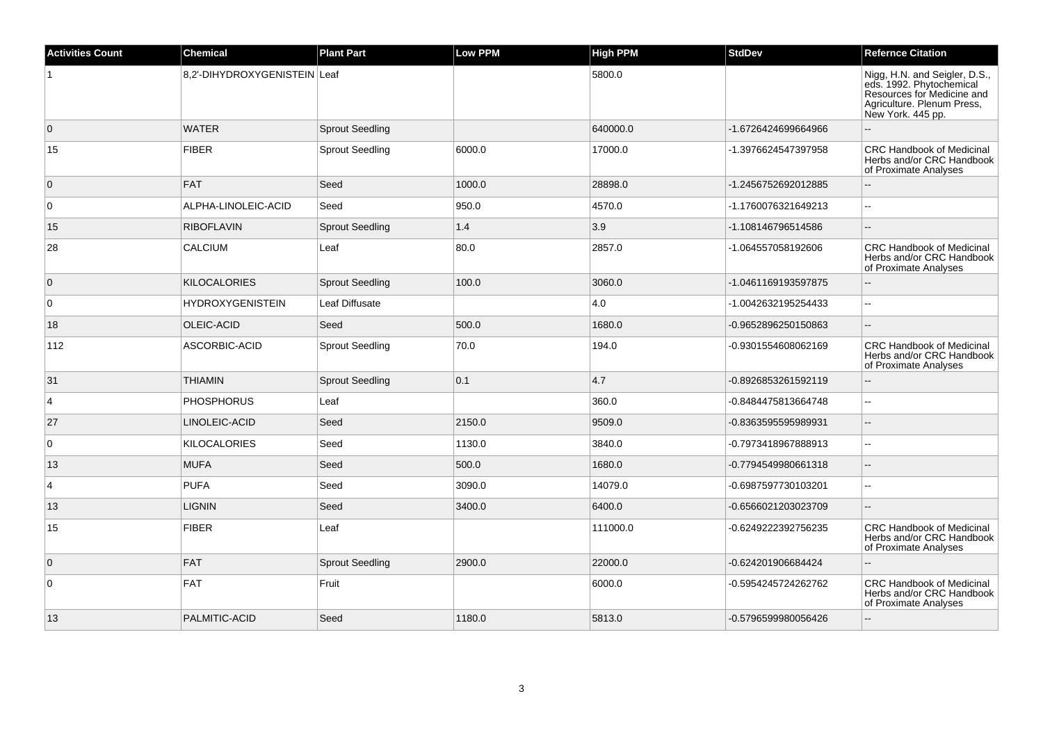| Activities Count | Chemical | Plant Part | Low PPM | High PPM | StdDev | Refernce Citation |
|---|---|---|---|---|---|---|
| 1 | 8,2'-DIHYDROXYGENISTEIN | Leaf | | 5800.0 | | Nigg, H.N. and Seigler, D.S., eds. 1992. Phytochemical Resources for Medicine and Agriculture. Plenum Press, New York. 445 pp. |
| 0 | WATER | Sprout Seedling | | 640000.0 | -1.6726424699664966 | -- |
| 15 | FIBER | Sprout Seedling | 6000.0 | 17000.0 | -1.3976624547397958 | CRC Handbook of Medicinal Herbs and/or CRC Handbook of Proximate Analyses |
| 0 | FAT | Seed | 1000.0 | 28898.0 | -1.2456752692012885 | -- |
| 0 | ALPHA-LINOLEIC-ACID | Seed | 950.0 | 4570.0 | -1.1760076321649213 | -- |
| 15 | RIBOFLAVIN | Sprout Seedling | 1.4 | 3.9 | -1.108146796514586 | -- |
| 28 | CALCIUM | Leaf | 80.0 | 2857.0 | -1.064557058192606 | CRC Handbook of Medicinal Herbs and/or CRC Handbook of Proximate Analyses |
| 0 | KILOCALORIES | Sprout Seedling | 100.0 | 3060.0 | -1.0461169193597875 | -- |
| 0 | HYDROXYGENISTEIN | Leaf Diffusate | | 4.0 | -1.0042632195254433 | -- |
| 18 | OLEIC-ACID | Seed | 500.0 | 1680.0 | -0.9652896250150863 | -- |
| 112 | ASCORBIC-ACID | Sprout Seedling | 70.0 | 194.0 | -0.9301554608062169 | CRC Handbook of Medicinal Herbs and/or CRC Handbook of Proximate Analyses |
| 31 | THIAMIN | Sprout Seedling | 0.1 | 4.7 | -0.8926853261592119 | -- |
| 4 | PHOSPHORUS | Leaf | | 360.0 | -0.8484475813664748 | -- |
| 27 | LINOLEIC-ACID | Seed | 2150.0 | 9509.0 | -0.8363595595989931 | -- |
| 0 | KILOCALORIES | Seed | 1130.0 | 3840.0 | -0.7973418967888913 | -- |
| 13 | MUFA | Seed | 500.0 | 1680.0 | -0.7794549980661318 | -- |
| 4 | PUFA | Seed | 3090.0 | 14079.0 | -0.6987597730103201 | -- |
| 13 | LIGNIN | Seed | 3400.0 | 6400.0 | -0.6566021203023709 | -- |
| 15 | FIBER | Leaf | | 111000.0 | -0.6249222392756235 | CRC Handbook of Medicinal Herbs and/or CRC Handbook of Proximate Analyses |
| 0 | FAT | Sprout Seedling | 2900.0 | 22000.0 | -0.624201906684424 | -- |
| 0 | FAT | Fruit | | 6000.0 | -0.5954245724262762 | CRC Handbook of Medicinal Herbs and/or CRC Handbook of Proximate Analyses |
| 13 | PALMITIC-ACID | Seed | 1180.0 | 5813.0 | -0.5796599980056426 | -- |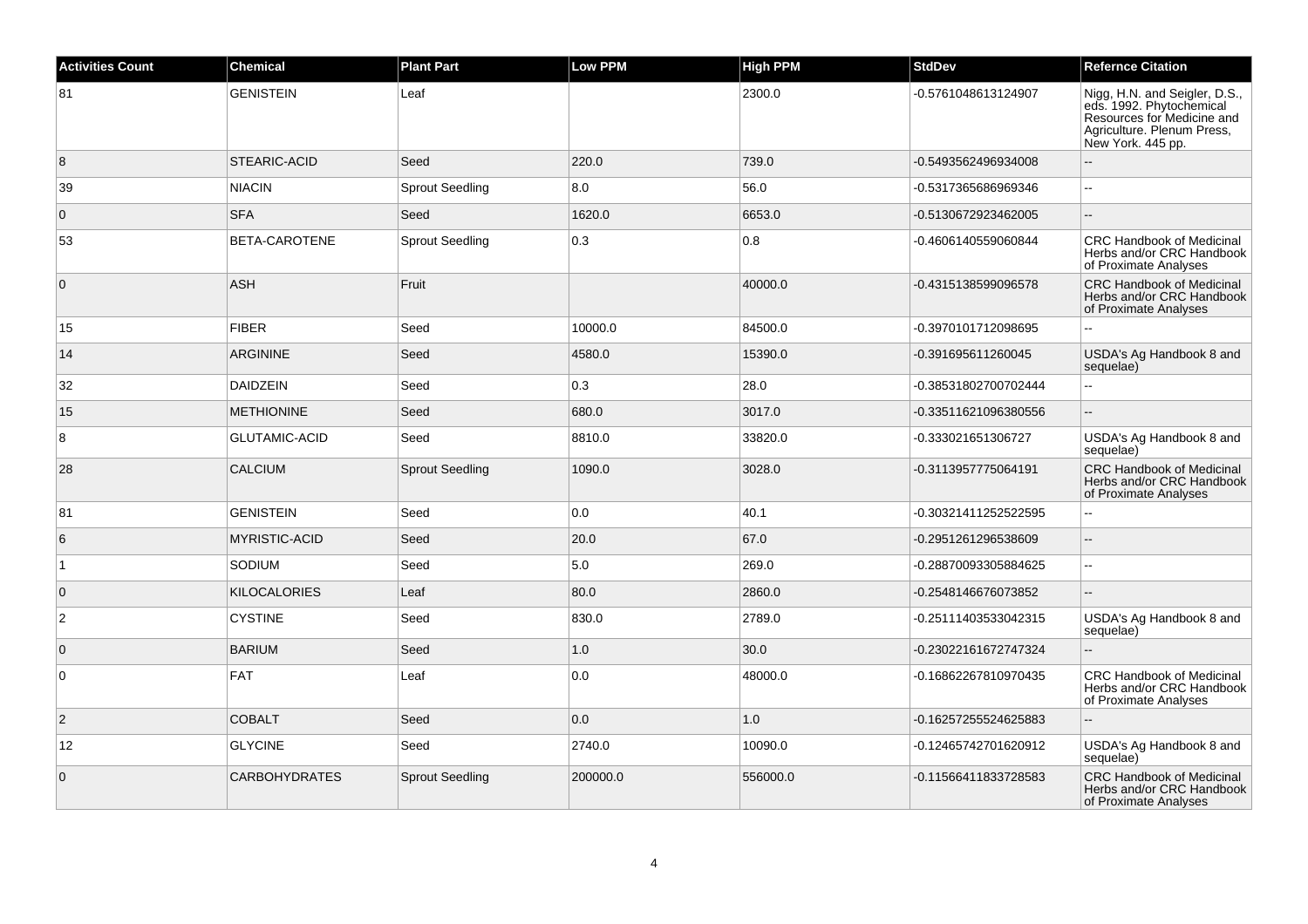| Activities Count | Chemical | Plant Part | Low PPM | High PPM | StdDev | Refernce Citation |
|---|---|---|---|---|---|---|
| 81 | GENISTEIN | Leaf | | 2300.0 | -0.5761048613124907 | Nigg, H.N. and Seigler, D.S., eds. 1992. Phytochemical Resources for Medicine and Agriculture. Plenum Press, New York. 445 pp. |
| 8 | STEARIC-ACID | Seed | 220.0 | 739.0 | -0.5493562496934008 | -- |
| 39 | NIACIN | Sprout Seedling | 8.0 | 56.0 | -0.5317365686969346 | -- |
| 0 | SFA | Seed | 1620.0 | 6653.0 | -0.5130672923462005 | -- |
| 53 | BETA-CAROTENE | Sprout Seedling | 0.3 | 0.8 | -0.4606140559060844 | CRC Handbook of Medicinal Herbs and/or CRC Handbook of Proximate Analyses |
| 0 | ASH | Fruit | | 40000.0 | -0.4315138599096578 | CRC Handbook of Medicinal Herbs and/or CRC Handbook of Proximate Analyses |
| 15 | FIBER | Seed | 10000.0 | 84500.0 | -0.3970101712098695 | -- |
| 14 | ARGININE | Seed | 4580.0 | 15390.0 | -0.391695611260045 | USDA's Ag Handbook 8 and sequelae) |
| 32 | DAIDZEIN | Seed | 0.3 | 28.0 | -0.38531802700702444 | -- |
| 15 | METHIONINE | Seed | 680.0 | 3017.0 | -0.33511621096380556 | -- |
| 8 | GLUTAMIC-ACID | Seed | 8810.0 | 33820.0 | -0.333021651306727 | USDA's Ag Handbook 8 and sequelae) |
| 28 | CALCIUM | Sprout Seedling | 1090.0 | 3028.0 | -0.3113957775064191 | CRC Handbook of Medicinal Herbs and/or CRC Handbook of Proximate Analyses |
| 81 | GENISTEIN | Seed | 0.0 | 40.1 | -0.30321411252522595 | -- |
| 6 | MYRISTIC-ACID | Seed | 20.0 | 67.0 | -0.2951261296538609 | -- |
| 1 | SODIUM | Seed | 5.0 | 269.0 | -0.28870093305884625 | -- |
| 0 | KILOCALORIES | Leaf | 80.0 | 2860.0 | -0.2548146676073852 | -- |
| 2 | CYSTINE | Seed | 830.0 | 2789.0 | -0.25111403533042315 | USDA's Ag Handbook 8 and sequelae) |
| 0 | BARIUM | Seed | 1.0 | 30.0 | -0.23022161672747324 | -- |
| 0 | FAT | Leaf | 0.0 | 48000.0 | -0.16862267810970435 | CRC Handbook of Medicinal Herbs and/or CRC Handbook of Proximate Analyses |
| 2 | COBALT | Seed | 0.0 | 1.0 | -0.16257255524625883 | -- |
| 12 | GLYCINE | Seed | 2740.0 | 10090.0 | -0.12465742701620912 | USDA's Ag Handbook 8 and sequelae) |
| 0 | CARBOHYDRATES | Sprout Seedling | 200000.0 | 556000.0 | -0.11566411833728583 | CRC Handbook of Medicinal Herbs and/or CRC Handbook of Proximate Analyses |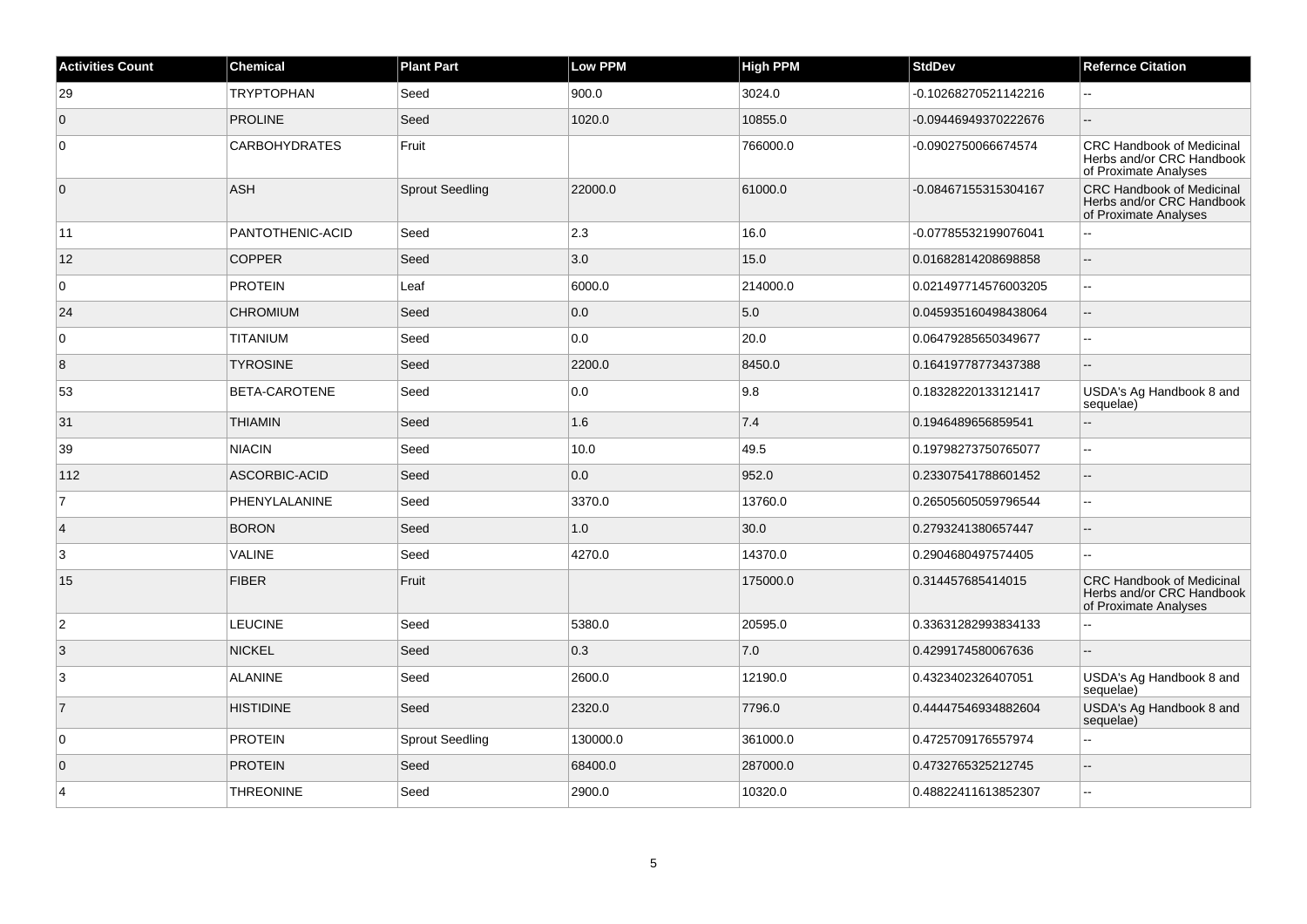| Activities Count | Chemical | Plant Part | Low PPM | High PPM | StdDev | Refernce Citation |
| --- | --- | --- | --- | --- | --- | --- |
| 29 | TRYPTOPHAN | Seed | 900.0 | 3024.0 | -0.10268270521142216 | -- |
| 0 | PROLINE | Seed | 1020.0 | 10855.0 | -0.09446949370222676 | -- |
| 0 | CARBOHYDRATES | Fruit | | 766000.0 | -0.0902750066674574 | CRC Handbook of Medicinal Herbs and/or CRC Handbook of Proximate Analyses |
| 0 | ASH | Sprout Seedling | 22000.0 | 61000.0 | -0.08467155315304167 | CRC Handbook of Medicinal Herbs and/or CRC Handbook of Proximate Analyses |
| 11 | PANTOTHENIC-ACID | Seed | 2.3 | 16.0 | -0.07785532199076041 | -- |
| 12 | COPPER | Seed | 3.0 | 15.0 | 0.01682814208698858 | -- |
| 0 | PROTEIN | Leaf | 6000.0 | 214000.0 | 0.021497714576003205 | -- |
| 24 | CHROMIUM | Seed | 0.0 | 5.0 | 0.045935160498438064 | -- |
| 0 | TITANIUM | Seed | 0.0 | 20.0 | 0.06479285650349677 | -- |
| 8 | TYROSINE | Seed | 2200.0 | 8450.0 | 0.16419778773437388 | -- |
| 53 | BETA-CAROTENE | Seed | 0.0 | 9.8 | 0.18328220133121417 | USDA's Ag Handbook 8 and sequelae) |
| 31 | THIAMIN | Seed | 1.6 | 7.4 | 0.1946489656859541 | -- |
| 39 | NIACIN | Seed | 10.0 | 49.5 | 0.19798273750765077 | -- |
| 112 | ASCORBIC-ACID | Seed | 0.0 | 952.0 | 0.23307541788601452 | -- |
| 7 | PHENYLALANINE | Seed | 3370.0 | 13760.0 | 0.26505605059796544 | -- |
| 4 | BORON | Seed | 1.0 | 30.0 | 0.2793241380657447 | -- |
| 3 | VALINE | Seed | 4270.0 | 14370.0 | 0.2904680497574405 | -- |
| 15 | FIBER | Fruit | | 175000.0 | 0.314457685414015 | CRC Handbook of Medicinal Herbs and/or CRC Handbook of Proximate Analyses |
| 2 | LEUCINE | Seed | 5380.0 | 20595.0 | 0.33631282993834133 | -- |
| 3 | NICKEL | Seed | 0.3 | 7.0 | 0.4299174580067636 | -- |
| 3 | ALANINE | Seed | 2600.0 | 12190.0 | 0.4323402326407051 | USDA's Ag Handbook 8 and sequelae) |
| 7 | HISTIDINE | Seed | 2320.0 | 7796.0 | 0.44447546934882604 | USDA's Ag Handbook 8 and sequelae) |
| 0 | PROTEIN | Sprout Seedling | 130000.0 | 361000.0 | 0.4725709176557974 | -- |
| 0 | PROTEIN | Seed | 68400.0 | 287000.0 | 0.4732765325212745 | -- |
| 4 | THREONINE | Seed | 2900.0 | 10320.0 | 0.48822411613852307 | -- |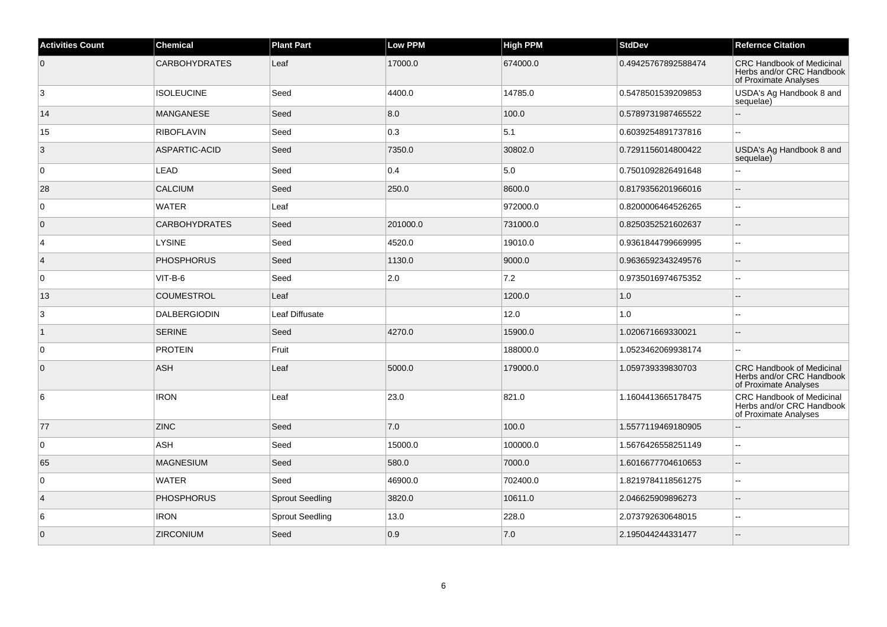| Activities Count | Chemical | Plant Part | Low PPM | High PPM | StdDev | Refernce Citation |
| --- | --- | --- | --- | --- | --- | --- |
| 0 | CARBOHYDRATES | Leaf | 17000.0 | 674000.0 | 0.49425767892588474 | CRC Handbook of Medicinal Herbs and/or CRC Handbook of Proximate Analyses |
| 3 | ISOLEUCINE | Seed | 4400.0 | 14785.0 | 0.5478501539209853 | USDA's Ag Handbook 8 and sequelae) |
| 14 | MANGANESE | Seed | 8.0 | 100.0 | 0.5789731987465522 | -- |
| 15 | RIBOFLAVIN | Seed | 0.3 | 5.1 | 0.6039254891737816 | -- |
| 3 | ASPARTIC-ACID | Seed | 7350.0 | 30802.0 | 0.7291156014800422 | USDA's Ag Handbook 8 and sequelae) |
| 0 | LEAD | Seed | 0.4 | 5.0 | 0.7501092826491648 | -- |
| 28 | CALCIUM | Seed | 250.0 | 8600.0 | 0.8179356201966016 | -- |
| 0 | WATER | Leaf | | 972000.0 | 0.8200006464526265 | -- |
| 0 | CARBOHYDRATES | Seed | 201000.0 | 731000.0 | 0.8250352521602637 | -- |
| 4 | LYSINE | Seed | 4520.0 | 19010.0 | 0.9361844799669995 | -- |
| 4 | PHOSPHORUS | Seed | 1130.0 | 9000.0 | 0.9636592343249576 | -- |
| 0 | VIT-B-6 | Seed | 2.0 | 7.2 | 0.9735016974675352 | -- |
| 13 | COUMESTROL | Leaf | | 1200.0 | 1.0 | -- |
| 3 | DALBERGIODIN | Leaf Diffusate | | 12.0 | 1.0 | -- |
| 1 | SERINE | Seed | 4270.0 | 15900.0 | 1.020671669330021 | -- |
| 0 | PROTEIN | Fruit | | 188000.0 | 1.0523462069938174 | -- |
| 0 | ASH | Leaf | 5000.0 | 179000.0 | 1.059739339830703 | CRC Handbook of Medicinal Herbs and/or CRC Handbook of Proximate Analyses |
| 6 | IRON | Leaf | 23.0 | 821.0 | 1.1604413665178475 | CRC Handbook of Medicinal Herbs and/or CRC Handbook of Proximate Analyses |
| 77 | ZINC | Seed | 7.0 | 100.0 | 1.5577119469180905 | -- |
| 0 | ASH | Seed | 15000.0 | 100000.0 | 1.5676426558251149 | -- |
| 65 | MAGNESIUM | Seed | 580.0 | 7000.0 | 1.6016677704610653 | -- |
| 0 | WATER | Seed | 46900.0 | 702400.0 | 1.8219784118561275 | -- |
| 4 | PHOSPHORUS | Sprout Seedling | 3820.0 | 10611.0 | 2.046625909896273 | -- |
| 6 | IRON | Sprout Seedling | 13.0 | 228.0 | 2.073792630648015 | -- |
| 0 | ZIRCONIUM | Seed | 0.9 | 7.0 | 2.195044244331477 | -- |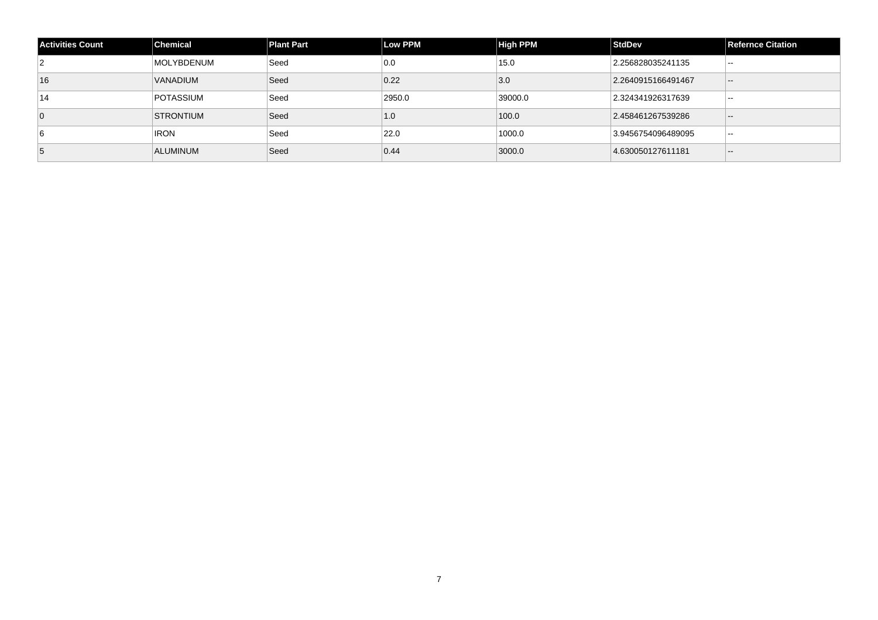| Activities Count | Chemical | Plant Part | Low PPM | High PPM | StdDev | Refernce Citation |
|---|---|---|---|---|---|---|
| 2 | MOLYBDENUM | Seed | 0.0 | 15.0 | 2.256828035241135 | -- |
| 16 | VANADIUM | Seed | 0.22 | 3.0 | 2.2640915166491467 | -- |
| 14 | POTASSIUM | Seed | 2950.0 | 39000.0 | 2.324341926317639 | -- |
| 0 | STRONTIUM | Seed | 1.0 | 100.0 | 2.458461267539286 | -- |
| 6 | IRON | Seed | 22.0 | 1000.0 | 3.9456754096489095 | -- |
| 5 | ALUMINUM | Seed | 0.44 | 3000.0 | 4.630050127611181 | -- |